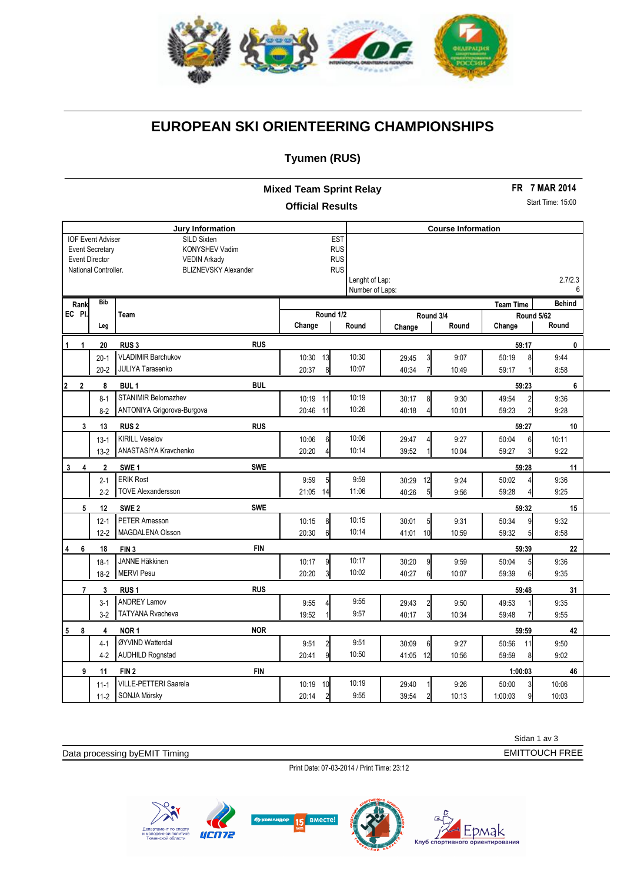# EUROPEAN SKI ORIENTEERING CHAMPIONSHIPS

## Tyumen (RUS)

### Mixed Team Sprint Relay

**Official Results**

**FR 7 MAR 2014**

Start Time: 15:00

| Jury Information | | |
|---|---|---|
| IOF Event Adviser | SILD Sixten | EST |
| Event Secretary | KONYSHEV Vadim | RUS |
| Event Director | VEDIN Arkady | RUS |
| National Controller. | BLIZNEVSKY Alexander | RUS |

| Course Information | |
|---|---|
| Lenght of Lap: | 2.7/2.3 |
| Number of Laps: | 6 |

| Rank EC | Pl. | Bib / Leg | Team | | Round 1/2 Change | | Round 1/2 Round | Round 3/4 Change | | Round 3/4 Round | Round 5/62 Change (Team Time) | | Round 5/62 Round (Behind) |
|---|---|---|---|---|---|---|---|---|---|---|---|---|---|
| 1 | 1 | 20 | RUS 3 | RUS | | | | | | | 59:17 | | 0 |
| | | 20-1 | VLADIMIR Barchukov | | 10:30 | 13 | 10:30 | 29:45 | 3 | 9:07 | 50:19 | 8 | 9:44 |
| | | 20-2 | JULIYA Tarasenko | | 20:37 | 8 | 10:07 | 40:34 | 7 | 10:49 | 59:17 | 1 | 8:58 |
| 2 | 2 | 8 | BUL 1 | BUL | | | | | | | 59:23 | | 6 |
| | | 8-1 | STANIMIR Belomazhev | | 10:19 | 11 | 10:19 | 30:17 | 8 | 9:30 | 49:54 | 2 | 9:36 |
| | | 8-2 | ANTONIYA Grigorova-Burgova | | 20:46 | 11 | 10:26 | 40:18 | 4 | 10:01 | 59:23 | 2 | 9:28 |
| | 3 | 13 | RUS 2 | RUS | | | | | | | 59:27 | | 10 |
| | | 13-1 | KIRILL Veselov | | 10:06 | 6 | 10:06 | 29:47 | 4 | 9:27 | 50:04 | 6 | 10:11 |
| | | 13-2 | ANASTASIYA Kravchenko | | 20:20 | 4 | 10:14 | 39:52 | 1 | 10:04 | 59:27 | 3 | 9:22 |
| 3 | 4 | 2 | SWE 1 | SWE | | | | | | | 59:28 | | 11 |
| | | 2-1 | ERIK Rost | | 9:59 | 5 | 9:59 | 30:29 | 12 | 9:24 | 50:02 | 4 | 9:36 |
| | | 2-2 | TOVE Alexandersson | | 21:05 | 14 | 11:06 | 40:26 | 5 | 9:56 | 59:28 | 4 | 9:25 |
| | 5 | 12 | SWE 2 | SWE | | | | | | | 59:32 | | 15 |
| | | 12-1 | PETER Arnesson | | 10:15 | 8 | 10:15 | 30:01 | 5 | 9:31 | 50:34 | 9 | 9:32 |
| | | 12-2 | MAGDALENA Olsson | | 20:30 | 6 | 10:14 | 41:01 | 10 | 10:59 | 59:32 | 5 | 8:58 |
| 4 | 6 | 18 | FIN 3 | FIN | | | | | | | 59:39 | | 22 |
| | | 18-1 | JANNE Häkkinen | | 10:17 | 9 | 10:17 | 30:20 | 9 | 9:59 | 50:04 | 5 | 9:36 |
| | | 18-2 | MERVI Pesu | | 20:20 | 3 | 10:02 | 40:27 | 6 | 10:07 | 59:39 | 6 | 9:35 |
| | 7 | 3 | RUS 1 | RUS | | | | | | | 59:48 | | 31 |
| | | 3-1 | ANDREY Lamov | | 9:55 | 4 | 9:55 | 29:43 | 2 | 9:50 | 49:53 | 1 | 9:35 |
| | | 3-2 | TATYANA Rvacheva | | 19:52 | 1 | 9:57 | 40:17 | 3 | 10:34 | 59:48 | 7 | 9:55 |
| 5 | 8 | 4 | NOR 1 | NOR | | | | | | | 59:59 | | 42 |
| | | 4-1 | ØYVIND Watterdal | | 9:51 | 2 | 9:51 | 30:09 | 6 | 9:27 | 50:56 | 11 | 9:50 |
| | | 4-2 | AUDHILD Rognstad | | 20:41 | 9 | 10:50 | 41:05 | 12 | 10:56 | 59:59 | 8 | 9:02 |
| | 9 | 11 | FIN 2 | FIN | | | | | | | 1:00:03 | | 46 |
| | | 11-1 | VILLE-PETTERI Saarela | | 10:19 | 10 | 10:19 | 29:40 | 1 | 9:26 | 50:00 | 3 | 10:06 |
| | | 11-2 | SONJA Mörsky | | 20:14 | 2 | 9:55 | 39:54 | 2 | 10:13 | 1:00:03 | 9 | 10:03 |

Data processing byEMIT Timing

EMITTOUCH FREE

Print Date: 07-03-2014 / Print Time: 23:12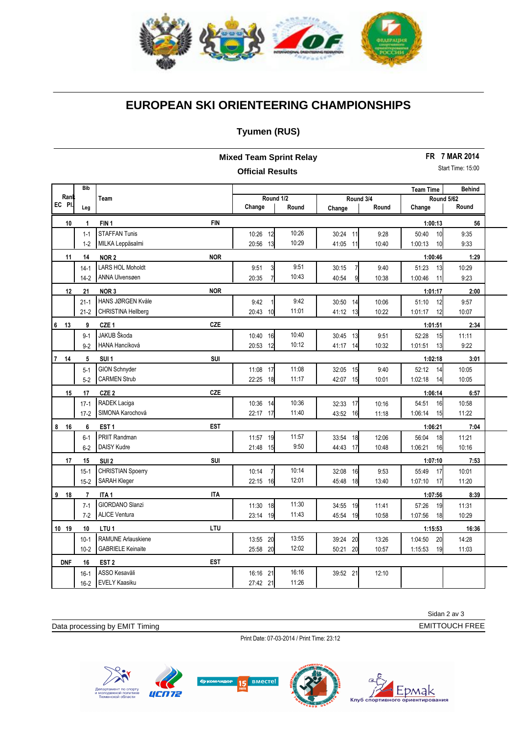# EUROPEAN SKI ORIENTEERING CHAMPIONSHIPS

## Tyumen (RUS)

### Mixed Team Sprint Relay

**Official Results**

**FR 7 MAR 2014**

Start Time: 15:00

| Rank EC | Rank Pl. | Bib Leg | Team | Nat | Round 1/2 Change | | Round 1/2 Round | Round 3/4 Change | | Round 3/4 Round | Round 5/6 Change (Team Time) | | Round 5/6 Round (Behind) |
|---|---|---|---|---|---|---|---|---|---|---|---|---|---|
| | 10 | 1 | FIN 1 | FIN | | | | | | | 1:00:13 | | 56 |
| | | 1-1 | STAFFAN Tunis | | 10:26 | 12 | 10:26 | 30:24 | 11 | 9:28 | 50:40 | 10 | 9:35 |
| | | 1-2 | MILKA Leppäsalmi | | 20:56 | 13 | 10:29 | 41:05 | 11 | 10:40 | 1:00:13 | 10 | 9:33 |
| | 11 | 14 | NOR 2 | NOR | | | | | | | 1:00:46 | | 1:29 |
| | | 14-1 | LARS HOL Moholdt | | 9:51 | 3 | 9:51 | 30:15 | 7 | 9:40 | 51:23 | 13 | 10:29 |
| | | 14-2 | ANNA Ulvensøen | | 20:35 | 7 | 10:43 | 40:54 | 9 | 10:38 | 1:00:46 | 11 | 9:23 |
| | 12 | 21 | NOR 3 | NOR | | | | | | | 1:01:17 | | 2:00 |
| | | 21-1 | HANS JØRGEN Kvåle | | 9:42 | 1 | 9:42 | 30:50 | 14 | 10:06 | 51:10 | 12 | 9:57 |
| | | 21-2 | CHRISTINA Hellberg | | 20:43 | 10 | 11:01 | 41:12 | 13 | 10:22 | 1:01:17 | 12 | 10:07 |
| 6 | 13 | 9 | CZE 1 | CZE | | | | | | | 1:01:51 | | 2:34 |
| | | 9-1 | JAKUB Škoda | | 10:40 | 16 | 10:40 | 30:45 | 13 | 9:51 | 52:28 | 15 | 11:11 |
| | | 9-2 | HANA Hancíková | | 20:53 | 12 | 10:12 | 41:17 | 14 | 10:32 | 1:01:51 | 13 | 9:22 |
| 7 | 14 | 5 | SUI 1 | SUI | | | | | | | 1:02:18 | | 3:01 |
| | | 5-1 | GION Schnyder | | 11:08 | 17 | 11:08 | 32:05 | 15 | 9:40 | 52:12 | 14 | 10:05 |
| | | 5-2 | CARMEN Strub | | 22:25 | 18 | 11:17 | 42:07 | 15 | 10:01 | 1:02:18 | 14 | 10:05 |
| | 15 | 17 | CZE 2 | CZE | | | | | | | 1:06:14 | | 6:57 |
| | | 17-1 | RADEK Laciga | | 10:36 | 14 | 10:36 | 32:33 | 17 | 10:16 | 54:51 | 16 | 10:58 |
| | | 17-2 | SIMONA Karochová | | 22:17 | 17 | 11:40 | 43:52 | 16 | 11:18 | 1:06:14 | 15 | 11:22 |
| 8 | 16 | 6 | EST 1 | EST | | | | | | | 1:06:21 | | 7:04 |
| | | 6-1 | PRIIT Randman | | 11:57 | 19 | 11:57 | 33:54 | 18 | 12:06 | 56:04 | 18 | 11:21 |
| | | 6-2 | DAISY Kudre | | 21:48 | 15 | 9:50 | 44:43 | 17 | 10:48 | 1:06:21 | 16 | 10:16 |
| | 17 | 15 | SUI 2 | SUI | | | | | | | 1:07:10 | | 7:53 |
| | | 15-1 | CHRISTIAN Spoerry | | 10:14 | 7 | 10:14 | 32:08 | 16 | 9:53 | 55:49 | 17 | 10:01 |
| | | 15-2 | SARAH Kleger | | 22:15 | 16 | 12:01 | 45:48 | 18 | 13:40 | 1:07:10 | 17 | 11:20 |
| 9 | 18 | 7 | ITA 1 | ITA | | | | | | | 1:07:56 | | 8:39 |
| | | 7-1 | GIORDANO Slanzi | | 11:30 | 18 | 11:30 | 34:55 | 19 | 11:41 | 57:26 | 19 | 11:31 |
| | | 7-2 | ALICE Ventura | | 23:14 | 19 | 11:43 | 45:54 | 19 | 10:58 | 1:07:56 | 18 | 10:29 |
| 10 | 19 | 10 | LTU 1 | LTU | | | | | | | 1:15:53 | | 16:36 |
| | | 10-1 | RAMUNE Arlauskiene | | 13:55 | 20 | 13:55 | 39:24 | 20 | 13:26 | 1:04:50 | 20 | 14:28 |
| | | 10-2 | GABRIELE Keinaite | | 25:58 | 20 | 12:02 | 50:21 | 20 | 10:57 | 1:15:53 | 19 | 11:03 |
| | DNF | 16 | EST 2 | EST | | | | | | | | | |
| | | 16-1 | ASSO Kesaväli | | 16:16 | 21 | 16:16 | 39:52 | 21 | 12:10 | | | |
| | | 16-2 | EVELY Kaasiku | | 27:42 | 21 | 11:26 | | | | | | |

Data processing by EMIT Timing | EMITTOUCH FREE

Print Date: 07-03-2014 / Print Time: 23:12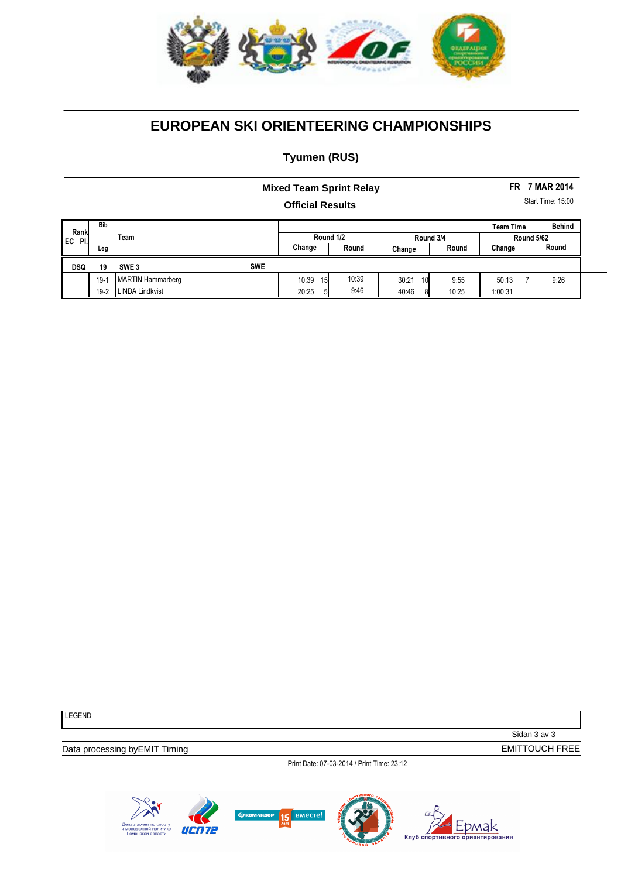# EUROPEAN SKI ORIENTEERING CHAMPIONSHIPS

## Tyumen (RUS)

**Mixed Team Sprint Relay**

**Official Results**

**FR 7 MAR 2014**

Start Time: 15:00

| Rank EC Pl. | Bib / Leg | Team | | Round 1/2 Change | | Round 1/2 Round | Round 3/4 Change | | Round 3/4 Round | Round 5/62 Change (Team Time) | | Round 5/62 Round (Behind) |
|---|---|---|---|---|---|---|---|---|---|---|---|---|
| DSQ | 19 | SWE 3 | SWE | | | | | | | | | |
| | 19-1 | MARTIN Hammarberg | | 10:39 | 15 | 10:39 | 30:21 | 10 | 9:55 | 50:13 | 7 | 9:26 |
| | 19-2 | LINDA Lindkvist | | 20:25 | 5 | 9:46 | 40:46 | 8 | 10:25 | 1:00:31 | | |

LEGEND

Data processing byEMIT Timing

EMITTOUCH FREE

Print Date: 07-03-2014 / Print Time: 23:12